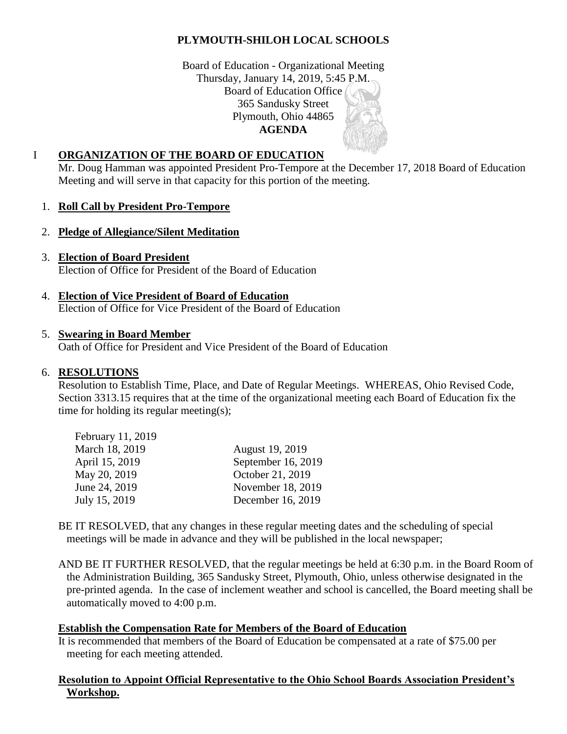# PLYMOUTH-SHILOH LOCAL SCHOOLS

Board of Education - Organizational Meeting
Thursday, January 14, 2019, 5:45 P.M.
Board of Education Office
365 Sandusky Street
Plymouth, Ohio 44865
**AGENDA**

## I **ORGANIZATION OF THE BOARD OF EDUCATION**

Mr. Doug Hamman was appointed President Pro-Tempore at the December 17, 2018 Board of Education Meeting and will serve in that capacity for this portion of the meeting.

1. **Roll Call by President Pro-Tempore**

2. **Pledge of Allegiance/Silent Meditation**

3. **Election of Board President**
   Election of Office for President of the Board of Education

4. **Election of Vice President of Board of Education**
   Election of Office for Vice President of the Board of Education

5. **Swearing in Board Member**
   Oath of Office for President and Vice President of the Board of Education

6. **RESOLUTIONS**
   Resolution to Establish Time, Place, and Date of Regular Meetings. WHEREAS, Ohio Revised Code, Section 3313.15 requires that at the time of the organizational meeting each Board of Education fix the time for holding its regular meeting(s);

| | |
|---|---|
| February 11, 2019 | |
| March 18, 2019 | August 19, 2019 |
| April 15, 2019 | September 16, 2019 |
| May 20, 2019 | October 21, 2019 |
| June 24, 2019 | November 18, 2019 |
| July 15, 2019 | December 16, 2019 |

BE IT RESOLVED, that any changes in these regular meeting dates and the scheduling of special meetings will be made in advance and they will be published in the local newspaper;

AND BE IT FURTHER RESOLVED, that the regular meetings be held at 6:30 p.m. in the Board Room of the Administration Building, 365 Sandusky Street, Plymouth, Ohio, unless otherwise designated in the pre-printed agenda. In the case of inclement weather and school is cancelled, the Board meeting shall be automatically moved to 4:00 p.m.

**Establish the Compensation Rate for Members of the Board of Education**

It is recommended that members of the Board of Education be compensated at a rate of $75.00 per meeting for each meeting attended.

**Resolution to Appoint Official Representative to the Ohio School Boards Association President's Workshop.**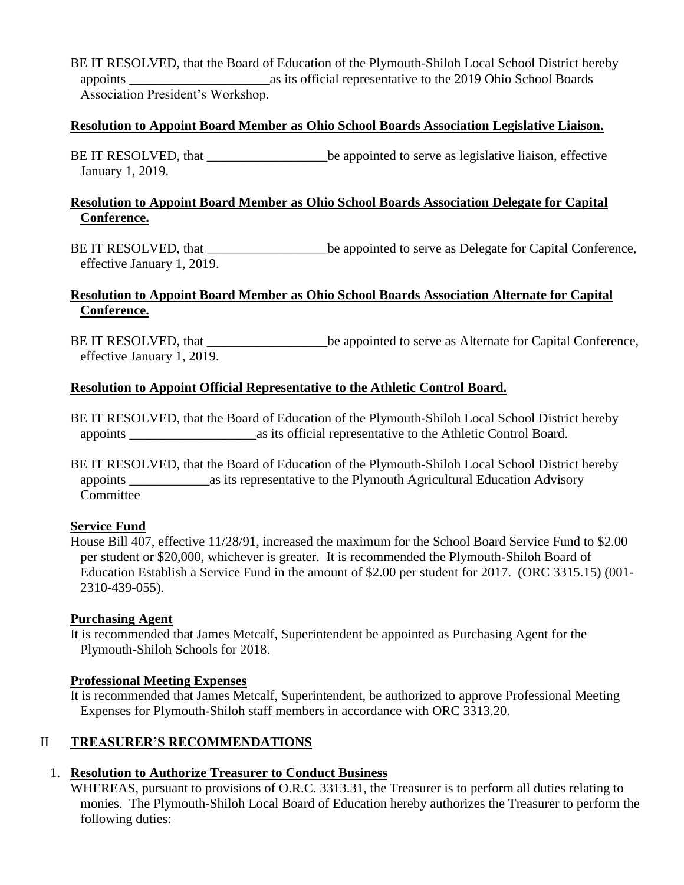BE IT RESOLVED, that the Board of Education of the Plymouth-Shiloh Local School District hereby appoints _____________________as its official representative to the 2019 Ohio School Boards Association President's Workshop.

**Resolution to Appoint Board Member as Ohio School Boards Association Legislative Liaison.**

BE IT RESOLVED, that __________________be appointed to serve as legislative liaison, effective January 1, 2019.

**Resolution to Appoint Board Member as Ohio School Boards Association Delegate for Capital Conference.**

BE IT RESOLVED, that __________________be appointed to serve as Delegate for Capital Conference, effective January 1, 2019.

**Resolution to Appoint Board Member as Ohio School Boards Association Alternate for Capital Conference.**

BE IT RESOLVED, that __________________be appointed to serve as Alternate for Capital Conference, effective January 1, 2019.

**Resolution to Appoint Official Representative to the Athletic Control Board.**

BE IT RESOLVED, that the Board of Education of the Plymouth-Shiloh Local School District hereby appoints ___________________as its official representative to the Athletic Control Board.

BE IT RESOLVED, that the Board of Education of the Plymouth-Shiloh Local School District hereby appoints ____________as its representative to the Plymouth Agricultural Education Advisory Committee

**Service Fund**

House Bill 407, effective 11/28/91, increased the maximum for the School Board Service Fund to $2.00 per student or $20,000, whichever is greater. It is recommended the Plymouth-Shiloh Board of Education Establish a Service Fund in the amount of $2.00 per student for 2017. (ORC 3315.15) (001-2310-439-055).

**Purchasing Agent**

It is recommended that James Metcalf, Superintendent be appointed as Purchasing Agent for the Plymouth-Shiloh Schools for 2018.

**Professional Meeting Expenses**

It is recommended that James Metcalf, Superintendent, be authorized to approve Professional Meeting Expenses for Plymouth-Shiloh staff members in accordance with ORC 3313.20.

## II TREASURER'S RECOMMENDATIONS

1. **Resolution to Authorize Treasurer to Conduct Business**

   WHEREAS, pursuant to provisions of O.R.C. 3313.31, the Treasurer is to perform all duties relating to monies. The Plymouth-Shiloh Local Board of Education hereby authorizes the Treasurer to perform the following duties: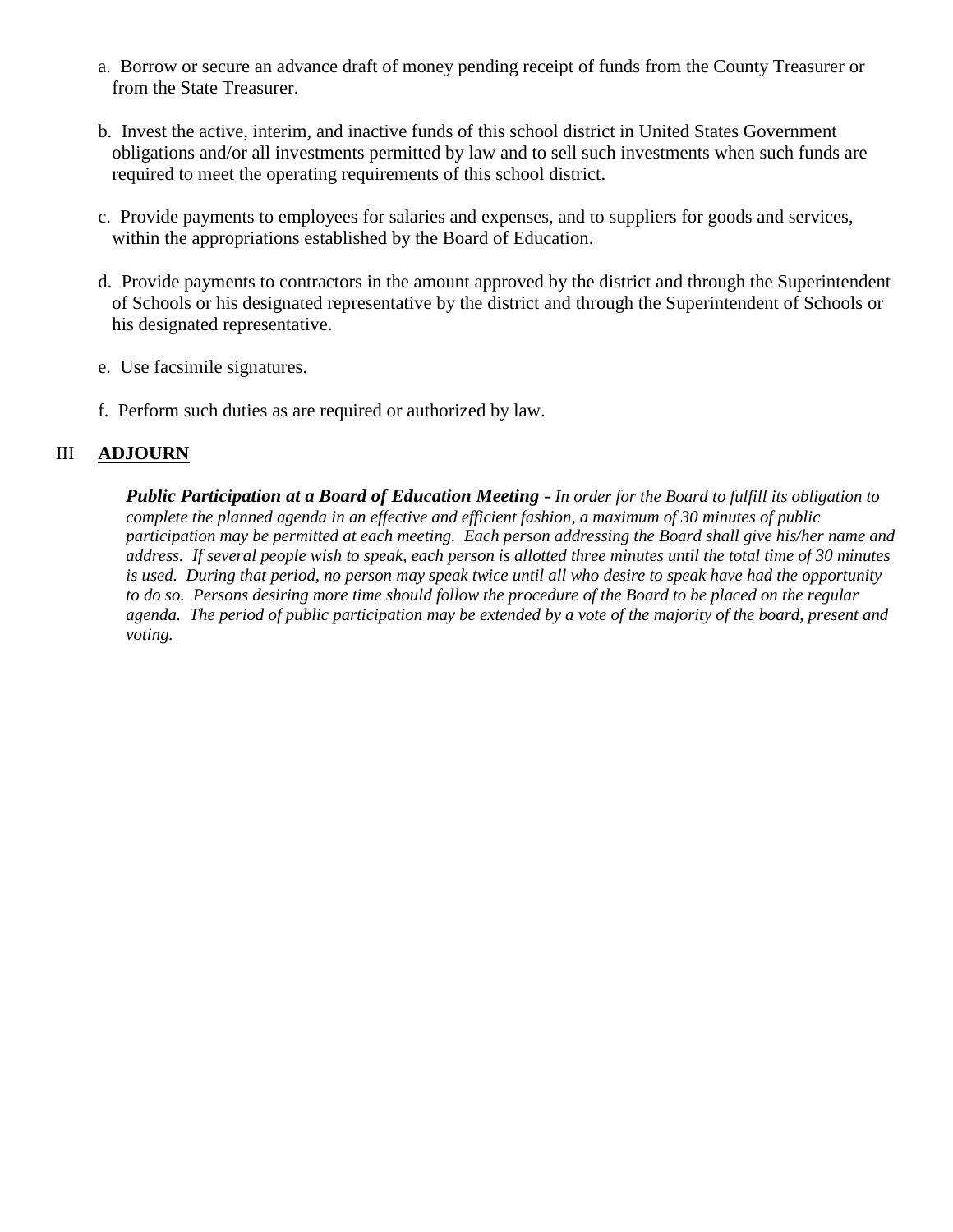a. Borrow or secure an advance draft of money pending receipt of funds from the County Treasurer or from the State Treasurer.

b. Invest the active, interim, and inactive funds of this school district in United States Government obligations and/or all investments permitted by law and to sell such investments when such funds are required to meet the operating requirements of this school district.

c. Provide payments to employees for salaries and expenses, and to suppliers for goods and services, within the appropriations established by the Board of Education.

d. Provide payments to contractors in the amount approved by the district and through the Superintendent of Schools or his designated representative by the district and through the Superintendent of Schools or his designated representative.

e. Use facsimile signatures.

f. Perform such duties as are required or authorized by law.

III **ADJOURN**

***Public Participation at a Board of Education Meeting*** - *In order for the Board to fulfill its obligation to complete the planned agenda in an effective and efficient fashion, a maximum of 30 minutes of public participation may be permitted at each meeting. Each person addressing the Board shall give his/her name and address. If several people wish to speak, each person is allotted three minutes until the total time of 30 minutes is used. During that period, no person may speak twice until all who desire to speak have had the opportunity to do so. Persons desiring more time should follow the procedure of the Board to be placed on the regular agenda. The period of public participation may be extended by a vote of the majority of the board, present and voting.*